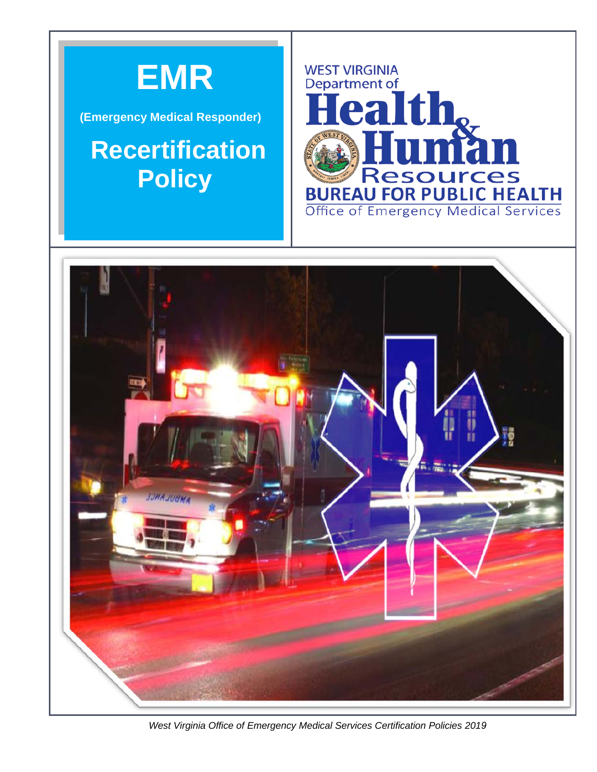# EMR

**(Emergency Medical Responder)**

# Recertification Policy

WEST VIRGINIA
Department of
**Health & Human Resources**
**BUREAU FOR PUBLIC HEALTH**
Office of Emergency Medical Services

*West Virginia Office of Emergency Medical Services Certification Policies 2019*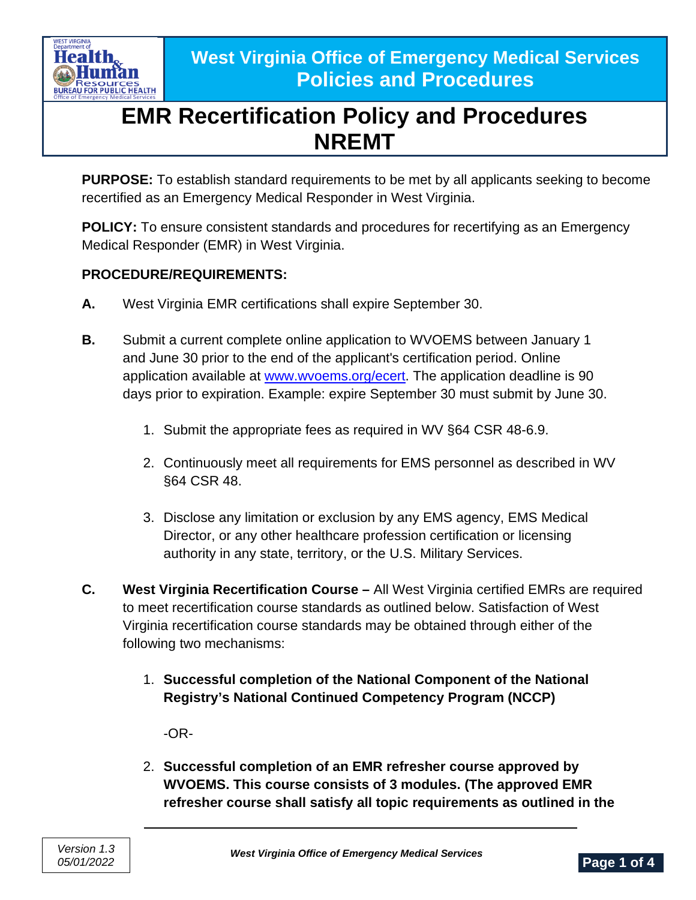# EMR Recertification Policy and Procedures NREMT

**PURPOSE:** To establish standard requirements to be met by all applicants seeking to become recertified as an Emergency Medical Responder in West Virginia.

**POLICY:** To ensure consistent standards and procedures for recertifying as an Emergency Medical Responder (EMR) in West Virginia.

**PROCEDURE/REQUIREMENTS:**

**A.** West Virginia EMR certifications shall expire September 30.

**B.** Submit a current complete online application to WVOEMS between January 1 and June 30 prior to the end of the applicant's certification period. Online application available at [www.wvoems.org/ecert](www.wvoems.org/ecert). The application deadline is 90 days prior to expiration. Example: expire September 30 must submit by June 30.

1. Submit the appropriate fees as required in WV §64 CSR 48-6.9.
2. Continuously meet all requirements for EMS personnel as described in WV §64 CSR 48.
3. Disclose any limitation or exclusion by any EMS agency, EMS Medical Director, or any other healthcare profession certification or licensing authority in any state, territory, or the U.S. Military Services.

**C.** **West Virginia Recertification Course –** All West Virginia certified EMRs are required to meet recertification course standards as outlined below. Satisfaction of West Virginia recertification course standards may be obtained through either of the following two mechanisms:

1. **Successful completion of the National Component of the National Registry's National Continued Competency Program (NCCP)**

   -OR-

2. **Successful completion of an EMR refresher course approved by WVOEMS. This course consists of 3 modules. (The approved EMR refresher course shall satisfy all topic requirements as outlined in the**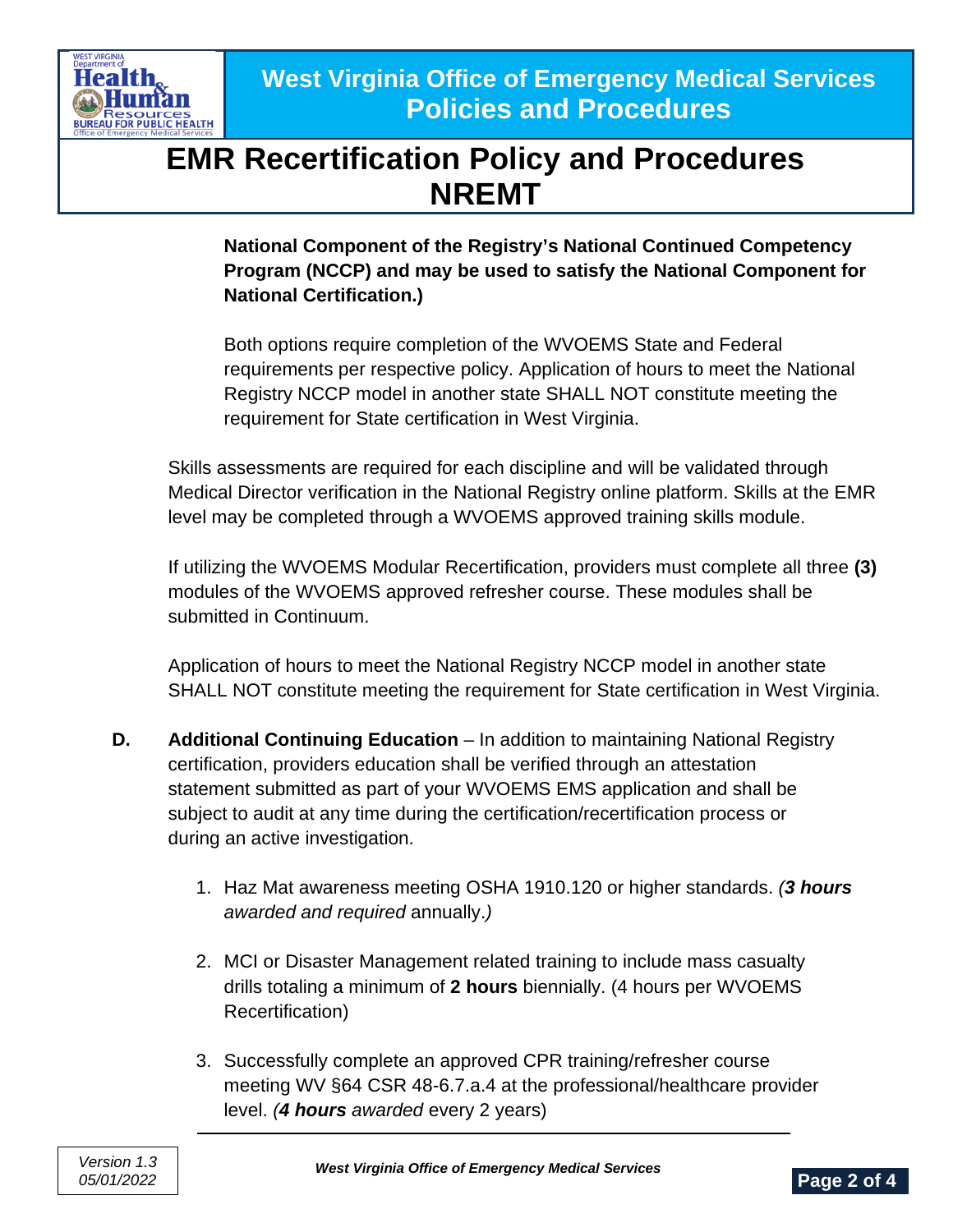**National Component of the Registry's National Continued Competency Program (NCCP) and may be used to satisfy the National Component for National Certification.)**

Both options require completion of the WVOEMS State and Federal requirements per respective policy. Application of hours to meet the National Registry NCCP model in another state SHALL NOT constitute meeting the requirement for State certification in West Virginia.

Skills assessments are required for each discipline and will be validated through Medical Director verification in the National Registry online platform. Skills at the EMR level may be completed through a WVOEMS approved training skills module.

If utilizing the WVOEMS Modular Recertification, providers must complete all three **(3)** modules of the WVOEMS approved refresher course. These modules shall be submitted in Continuum.

Application of hours to meet the National Registry NCCP model in another state SHALL NOT constitute meeting the requirement for State certification in West Virginia.

**D.** **Additional Continuing Education** – In addition to maintaining National Registry certification, providers education shall be verified through an attestation statement submitted as part of your WVOEMS EMS application and shall be subject to audit at any time during the certification/recertification process or during an active investigation.

1. Haz Mat awareness meeting OSHA 1910.120 or higher standards. *(**3 hours** awarded and required* annually.*)*
2. MCI or Disaster Management related training to include mass casualty drills totaling a minimum of **2 hours** biennially. (4 hours per WVOEMS Recertification)
3. Successfully complete an approved CPR training/refresher course meeting WV §64 CSR 48-6.7.a.4 at the professional/healthcare provider level. *(**4 hours** awarded* every 2 years)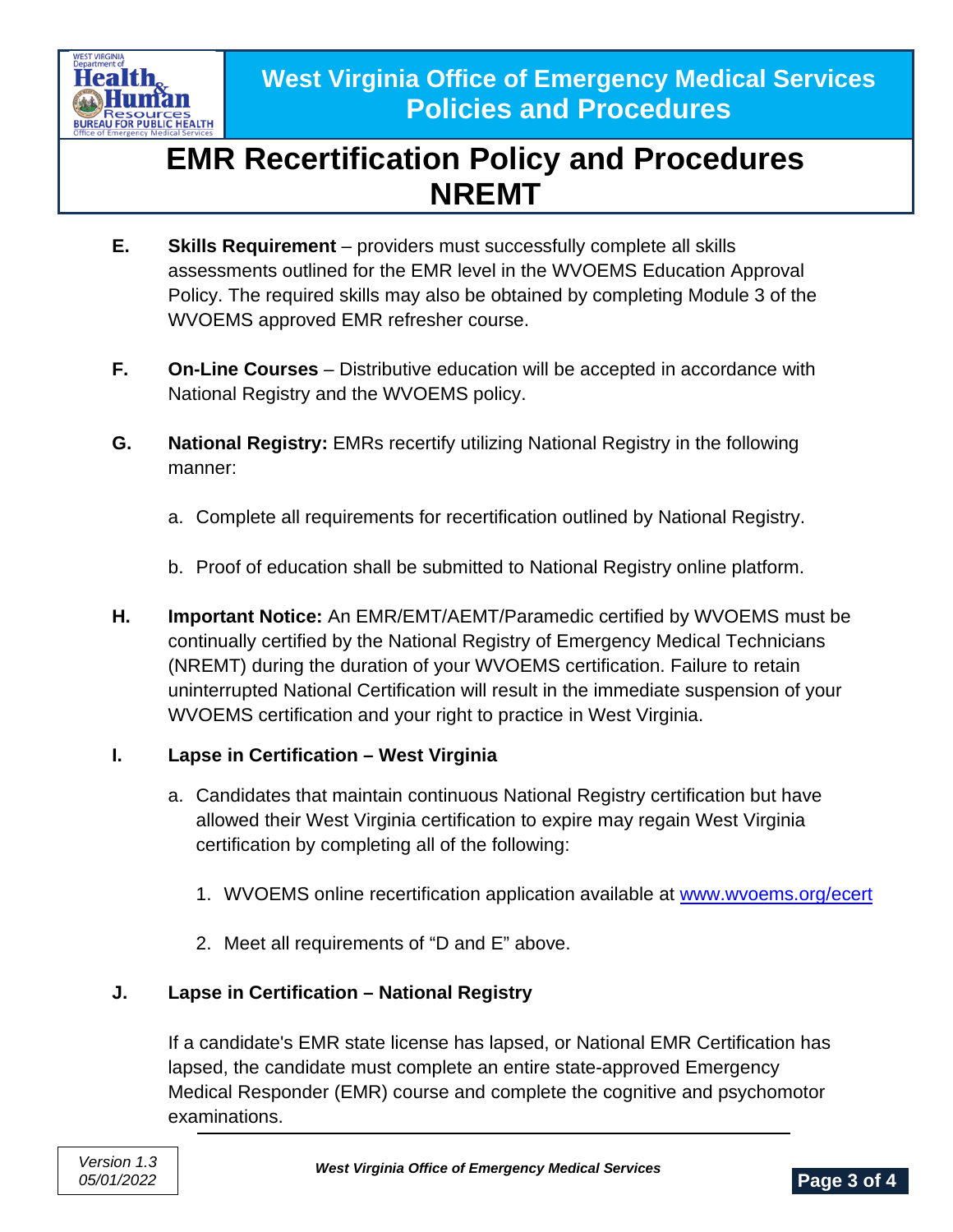**E.** **Skills Requirement** – providers must successfully complete all skills assessments outlined for the EMR level in the WVOEMS Education Approval Policy. The required skills may also be obtained by completing Module 3 of the WVOEMS approved EMR refresher course.

**F.** **On-Line Courses** – Distributive education will be accepted in accordance with National Registry and the WVOEMS policy.

**G.** **National Registry:** EMRs recertify utilizing National Registry in the following manner:

a. Complete all requirements for recertification outlined by National Registry.

b. Proof of education shall be submitted to National Registry online platform.

**H.** **Important Notice:** An EMR/EMT/AEMT/Paramedic certified by WVOEMS must be continually certified by the National Registry of Emergency Medical Technicians (NREMT) during the duration of your WVOEMS certification. Failure to retain uninterrupted National Certification will result in the immediate suspension of your WVOEMS certification and your right to practice in West Virginia.

**I.** **Lapse in Certification – West Virginia**

a. Candidates that maintain continuous National Registry certification but have allowed their West Virginia certification to expire may regain West Virginia certification by completing all of the following:

1. WVOEMS online recertification application available at [www.wvoems.org/ecert](www.wvoems.org/ecert)

2. Meet all requirements of "D and E" above.

**J.** **Lapse in Certification – National Registry**

If a candidate's EMR state license has lapsed, or National EMR Certification has lapsed, the candidate must complete an entire state-approved Emergency Medical Responder (EMR) course and complete the cognitive and psychomotor examinations.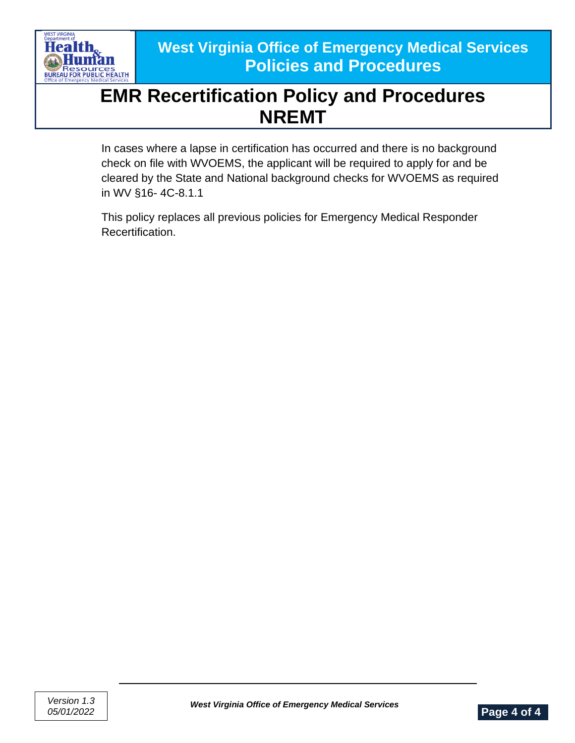In cases where a lapse in certification has occurred and there is no background check on file with WVOEMS, the applicant will be required to apply for and be cleared by the State and National background checks for WVOEMS as required in WV §16- 4C-8.1.1

This policy replaces all previous policies for Emergency Medical Responder Recertification.